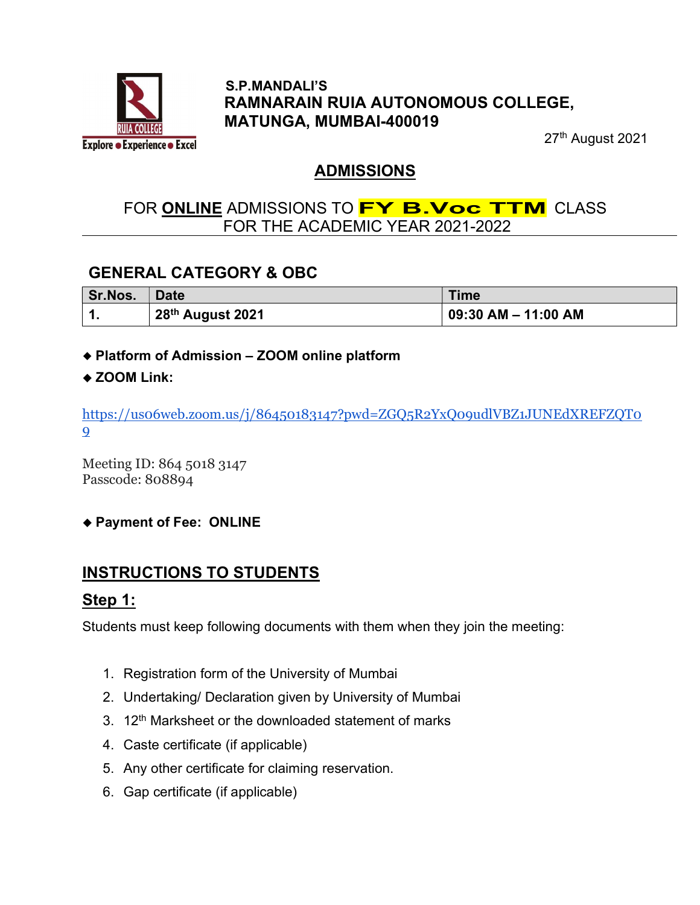S.P.MANDALI'S
**RAMNARAIN RUIA AUTONOMOUS COLLEGE,**
**MATUNGA, MUMBAI-400019**

27th August 2021

# ADMISSIONS

FOR **ONLINE** ADMISSIONS TO **FY B.Voc TTM** CLASS
FOR THE ACADEMIC YEAR 2021-2022

## GENERAL CATEGORY & OBC

| Sr.Nos. | Date | Time |
|---|---|---|
| 1. | 28th August 2021 | 09:30 AM – 11:00 AM |

- **Platform of Admission – ZOOM online platform**
- **ZOOM Link:**

https://us06web.zoom.us/j/86450183147?pwd=ZGQ5R2YxQ09udlVBZ1JUNEdXREFZQT09

Meeting ID: 864 5018 3147
Passcode: 808894

- **Payment of Fee: ONLINE**

## INSTRUCTIONS TO STUDENTS

### Step 1:

Students must keep following documents with them when they join the meeting:

1. Registration form of the University of Mumbai
2. Undertaking/ Declaration given by University of Mumbai
3. 12th Marksheet or the downloaded statement of marks
4. Caste certificate (if applicable)
5. Any other certificate for claiming reservation.
6. Gap certificate (if applicable)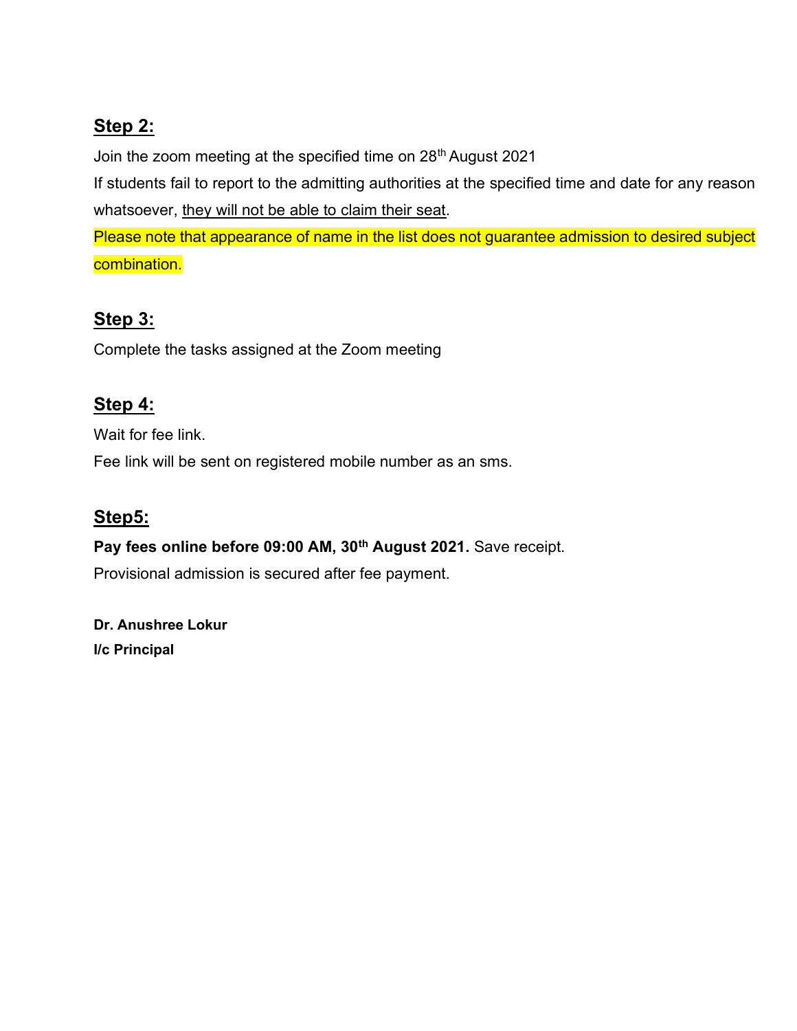## Step 2:

Join the zoom meeting at the specified time on 28th August 2021

If students fail to report to the admitting authorities at the specified time and date for any reason whatsoever, they will not be able to claim their seat.

Please note that appearance of name in the list does not guarantee admission to desired subject combination.

## Step 3:

Complete the tasks assigned at the Zoom meeting

## Step 4:

Wait for fee link.

Fee link will be sent on registered mobile number as an sms.

## Step5:

**Pay fees online before 09:00 AM, 30th August 2021.** Save receipt.

Provisional admission is secured after fee payment.

**Dr. Anushree Lokur**
**I/c Principal**